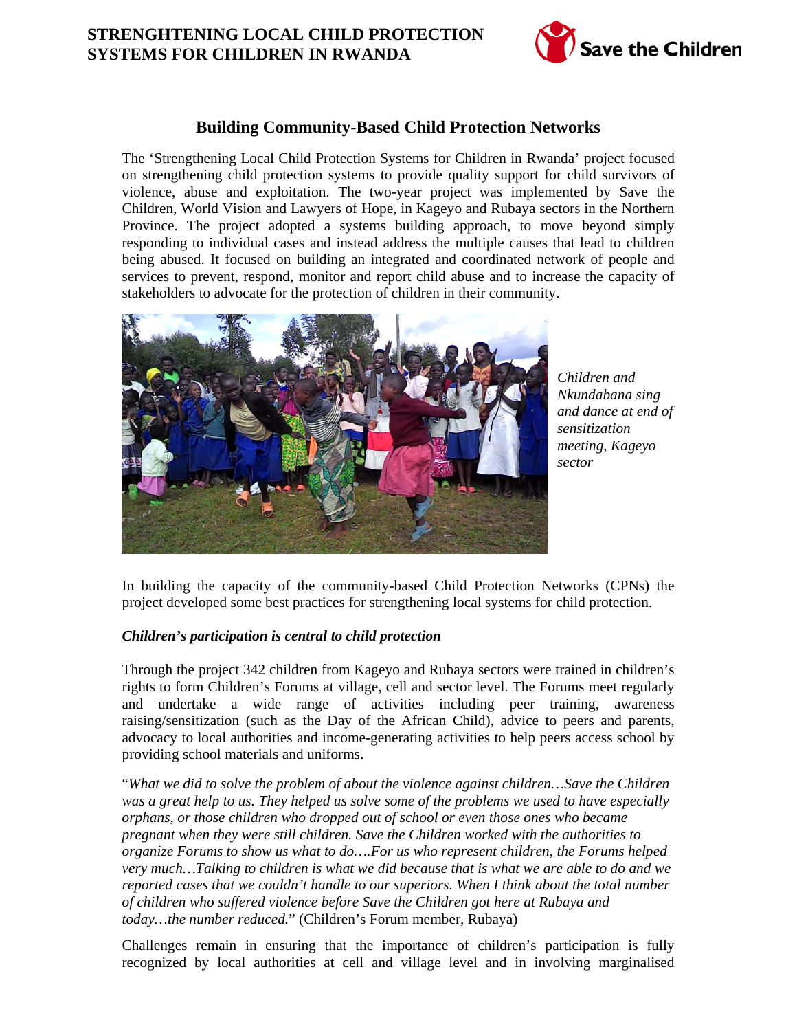# STRENGHTENING LOCAL CHILD PROTECTION SYSTEMS FOR CHILDREN IN RWANDA

## Building Community-Based Child Protection Networks

The 'Strengthening Local Child Protection Systems for Children in Rwanda' project focused on strengthening child protection systems to provide quality support for child survivors of violence, abuse and exploitation. The two-year project was implemented by Save the Children, World Vision and Lawyers of Hope, in Kageyo and Rubaya sectors in the Northern Province. The project adopted a systems building approach, to move beyond simply responding to individual cases and instead address the multiple causes that lead to children being abused. It focused on building an integrated and coordinated network of people and services to prevent, respond, monitor and report child abuse and to increase the capacity of stakeholders to advocate for the protection of children in their community.

*Children and Nkundabana sing and dance at end of sensitization meeting, Kageyo sector*

In building the capacity of the community-based Child Protection Networks (CPNs) the project developed some best practices for strengthening local systems for child protection.

### *Children's participation is central to child protection*

Through the project 342 children from Kageyo and Rubaya sectors were trained in children's rights to form Children's Forums at village, cell and sector level. The Forums meet regularly and undertake a wide range of activities including peer training, awareness raising/sensitization (such as the Day of the African Child), advice to peers and parents, advocacy to local authorities and income-generating activities to help peers access school by providing school materials and uniforms.

"*What we did to solve the problem of about the violence against children…Save the Children was a great help to us. They helped us solve some of the problems we used to have especially orphans, or those children who dropped out of school or even those ones who became pregnant when they were still children. Save the Children worked with the authorities to organize Forums to show us what to do….For us who represent children, the Forums helped very much…Talking to children is what we did because that is what we are able to do and we reported cases that we couldn't handle to our superiors. When I think about the total number of children who suffered violence before Save the Children got here at Rubaya and today…the number reduced.*" (Children's Forum member, Rubaya)

Challenges remain in ensuring that the importance of children's participation is fully recognized by local authorities at cell and village level and in involving marginalised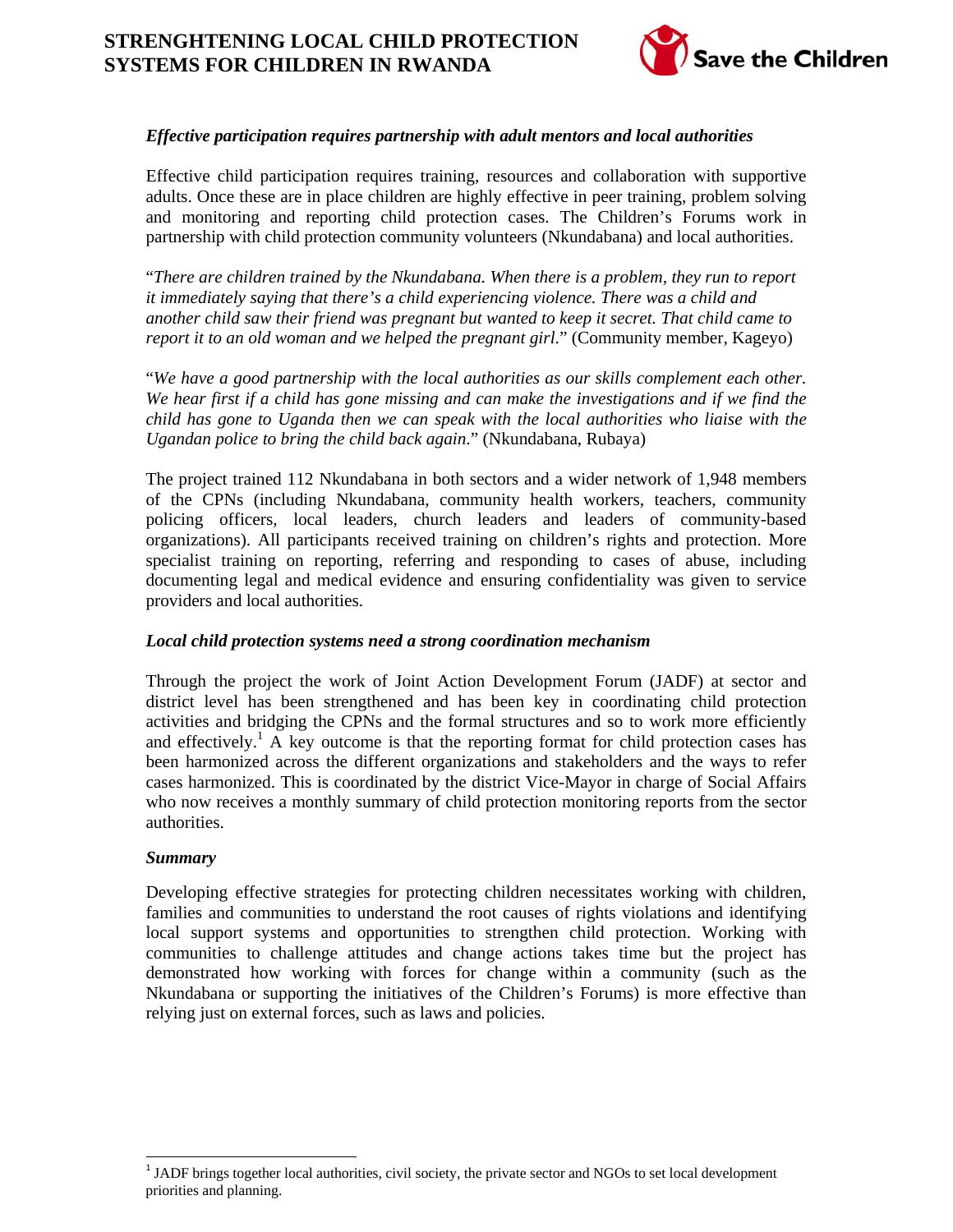### *Effective participation requires partnership with adult mentors and local authorities*

Effective child participation requires training, resources and collaboration with supportive adults. Once these are in place children are highly effective in peer training, problem solving and monitoring and reporting child protection cases. The Children's Forums work in partnership with child protection community volunteers (Nkundabana) and local authorities.

"*There are children trained by the Nkundabana. When there is a problem, they run to report it immediately saying that there's a child experiencing violence. There was a child and another child saw their friend was pregnant but wanted to keep it secret. That child came to report it to an old woman and we helped the pregnant girl*." (Community member, Kageyo)

"*We have a good partnership with the local authorities as our skills complement each other. We hear first if a child has gone missing and can make the investigations and if we find the child has gone to Uganda then we can speak with the local authorities who liaise with the Ugandan police to bring the child back again*." (Nkundabana, Rubaya)

The project trained 112 Nkundabana in both sectors and a wider network of 1,948 members of the CPNs (including Nkundabana, community health workers, teachers, community policing officers, local leaders, church leaders and leaders of community-based organizations). All participants received training on children's rights and protection. More specialist training on reporting, referring and responding to cases of abuse, including documenting legal and medical evidence and ensuring confidentiality was given to service providers and local authorities.

### *Local child protection systems need a strong coordination mechanism*

Through the project the work of Joint Action Development Forum (JADF) at sector and district level has been strengthened and has been key in coordinating child protection activities and bridging the CPNs and the formal structures and so to work more efficiently and effectively.[1] A key outcome is that the reporting format for child protection cases has been harmonized across the different organizations and stakeholders and the ways to refer cases harmonized. This is coordinated by the district Vice-Mayor in charge of Social Affairs who now receives a monthly summary of child protection monitoring reports from the sector authorities.

### *Summary*

Developing effective strategies for protecting children necessitates working with children, families and communities to understand the root causes of rights violations and identifying local support systems and opportunities to strengthen child protection. Working with communities to challenge attitudes and change actions takes time but the project has demonstrated how working with forces for change within a community (such as the Nkundabana or supporting the initiatives of the Children's Forums) is more effective than relying just on external forces, such as laws and policies.

---

[1] JADF brings together local authorities, civil society, the private sector and NGOs to set local development priorities and planning.